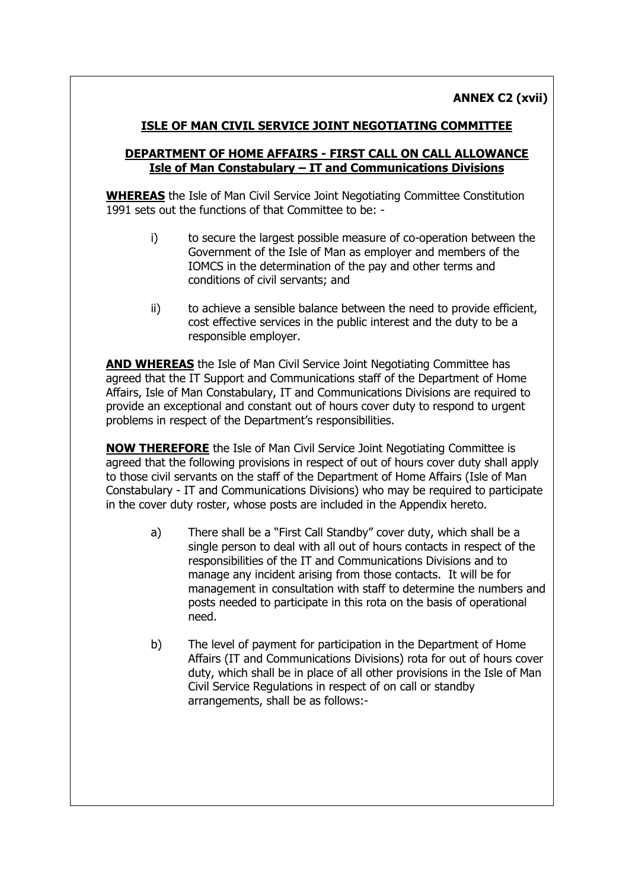**ANNEX C2 (xvii)**

## ISLE OF MAN CIVIL SERVICE JOINT NEGOTIATING COMMITTEE

### DEPARTMENT OF HOME AFFAIRS - FIRST CALL ON CALL ALLOWANCE
### Isle of Man Constabulary – IT and Communications Divisions

**WHEREAS** the Isle of Man Civil Service Joint Negotiating Committee Constitution 1991 sets out the functions of that Committee to be: -

i) to secure the largest possible measure of co-operation between the Government of the Isle of Man as employer and members of the IOMCS in the determination of the pay and other terms and conditions of civil servants; and

ii) to achieve a sensible balance between the need to provide efficient, cost effective services in the public interest and the duty to be a responsible employer.

**AND WHEREAS** the Isle of Man Civil Service Joint Negotiating Committee has agreed that the IT Support and Communications staff of the Department of Home Affairs, Isle of Man Constabulary, IT and Communications Divisions are required to provide an exceptional and constant out of hours cover duty to respond to urgent problems in respect of the Department's responsibilities.

**NOW THEREFORE** the Isle of Man Civil Service Joint Negotiating Committee is agreed that the following provisions in respect of out of hours cover duty shall apply to those civil servants on the staff of the Department of Home Affairs (Isle of Man Constabulary - IT and Communications Divisions) who may be required to participate in the cover duty roster, whose posts are included in the Appendix hereto.

a) There shall be a "First Call Standby" cover duty, which shall be a single person to deal with all out of hours contacts in respect of the responsibilities of the IT and Communications Divisions and to manage any incident arising from those contacts. It will be for management in consultation with staff to determine the numbers and posts needed to participate in this rota on the basis of operational need.

b) The level of payment for participation in the Department of Home Affairs (IT and Communications Divisions) rota for out of hours cover duty, which shall be in place of all other provisions in the Isle of Man Civil Service Regulations in respect of on call or standby arrangements, shall be as follows:-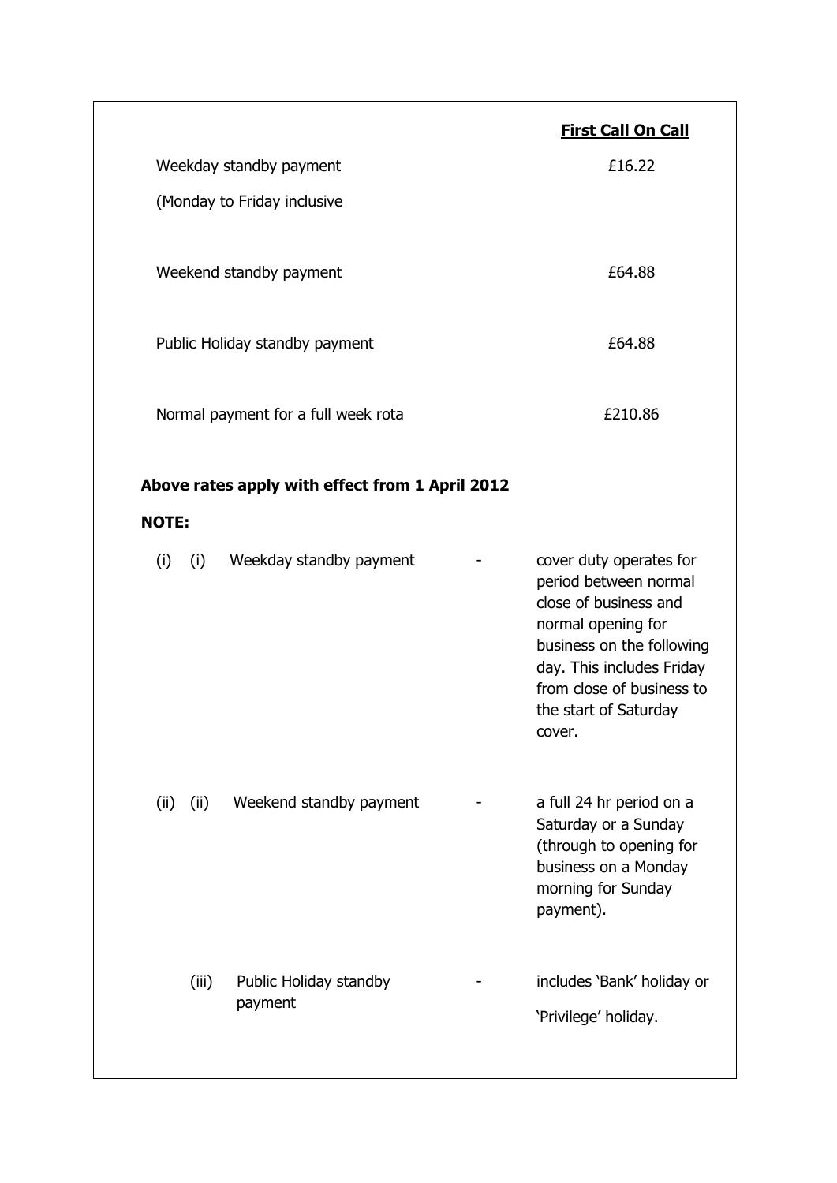| | First Call On Call |
|---|---|
| Weekday standby payment (Monday to Friday inclusive | £16.22 |
| Weekend standby payment | £64.88 |
| Public Holiday standby payment | £64.88 |
| Normal payment for a full week rota | £210.86 |

**Above rates apply with effect from 1 April 2012**

**NOTE:**

| | | | |
|---|---|---|---|
| (i) (i) | Weekday standby payment | - | cover duty operates for period between normal close of business and normal opening for business on the following day. This includes Friday from close of business to the start of Saturday cover. |
| (ii) (ii) | Weekend standby payment | - | a full 24 hr period on a Saturday or a Sunday (through to opening for business on a Monday morning for Sunday payment). |
| (iii) | Public Holiday standby payment | - | includes 'Bank' holiday or 'Privilege' holiday. |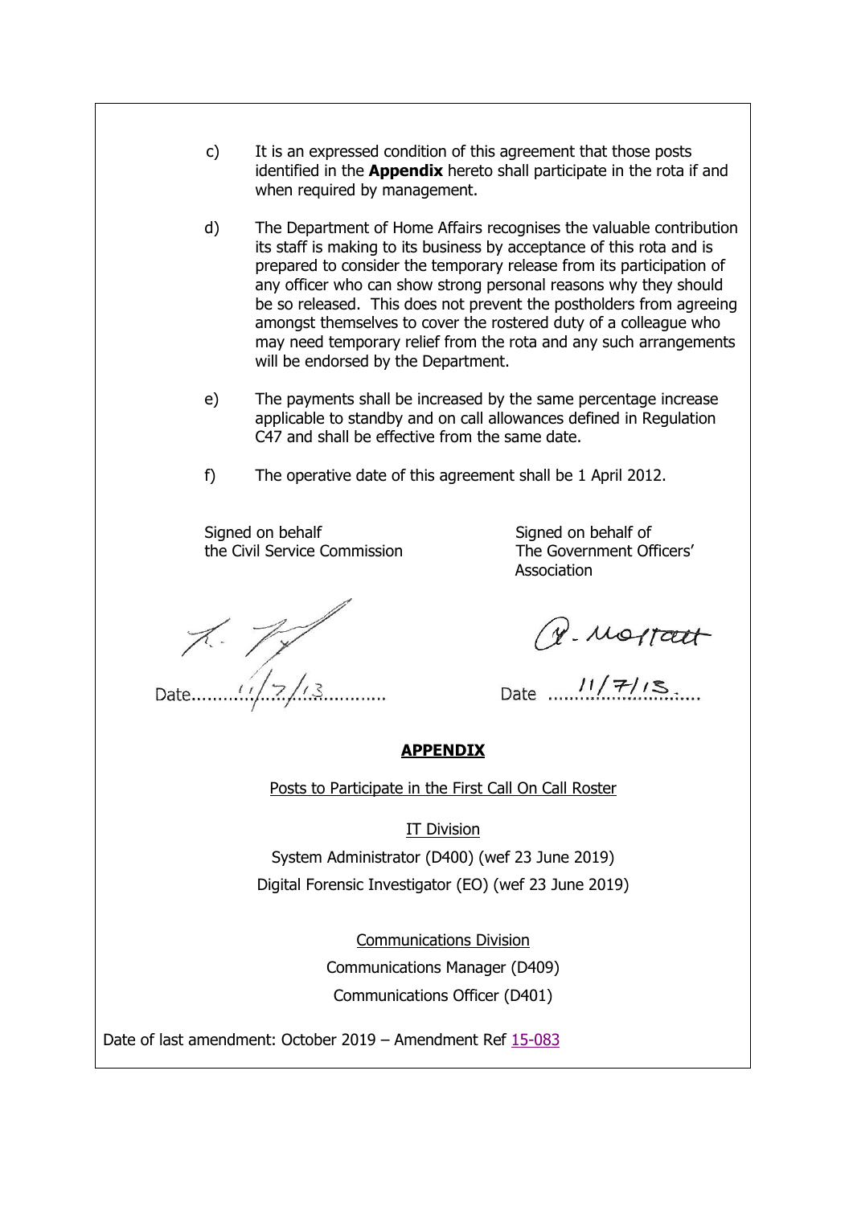c) It is an expressed condition of this agreement that those posts identified in the **Appendix** hereto shall participate in the rota if and when required by management.

d) The Department of Home Affairs recognises the valuable contribution its staff is making to its business by acceptance of this rota and is prepared to consider the temporary release from its participation of any officer who can show strong personal reasons why they should be so released. This does not prevent the postholders from agreeing amongst themselves to cover the rostered duty of a colleague who may need temporary relief from the rota and any such arrangements will be endorsed by the Department.

e) The payments shall be increased by the same percentage increase applicable to standby and on call allowances defined in Regulation C47 and shall be effective from the same date.

f) The operative date of this agreement shall be 1 April 2012.

Signed on behalf the Civil Service Commission

Date 11/7/13

Signed on behalf of The Government Officers' Association

Date 11/7/13

**APPENDIX**

Posts to Participate in the First Call On Call Roster

IT Division

System Administrator (D400) (wef 23 June 2019)

Digital Forensic Investigator (EO) (wef 23 June 2019)

Communications Division

Communications Manager (D409)

Communications Officer (D401)

Date of last amendment: October 2019 – Amendment Ref 15-083